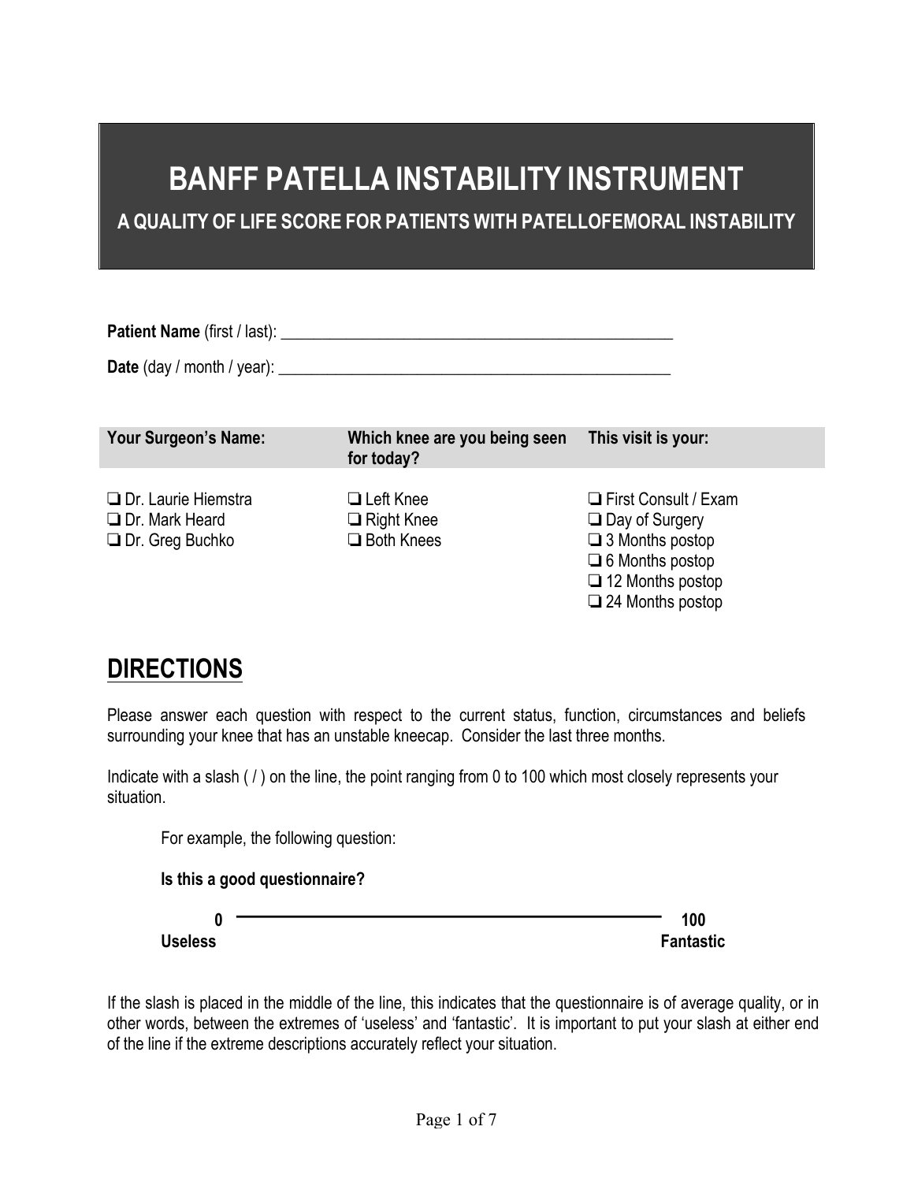# BANFF PATELLA INSTABILITY INSTRUMENT

## A QUALITY OF LIFE SCORE FOR PATIENTS WITH PATELLOFEMORAL INSTABILITY

**Patient Name** (first / last): ___________________________________________________

**Date** (day / month / year): ___________________________________________________

| Your Surgeon's Name: | Which knee are you being seen for today? | This visit is your: |
|---|---|---|
| ❏ Dr. Laurie Hiemstra | ❏ Left Knee | ❏ First Consult / Exam |
| ❏ Dr. Mark Heard | ❏ Right Knee | ❏ Day of Surgery |
| ❏ Dr. Greg Buchko | ❏ Both Knees | ❏ 3 Months postop |
| | | ❏ 6 Months postop |
| | | ❏ 12 Months postop |
| | | ❏ 24 Months postop |

## DIRECTIONS

Please answer each question with respect to the current status, function, circumstances and beliefs surrounding your knee that has an unstable kneecap. Consider the last three months.

Indicate with a slash ( / ) on the line, the point ranging from 0 to 100 which most closely represents your situation.

For example, the following question:

**Is this a good questionnaire?**

**0** ________________________________________________ **100**
**Useless** **Fantastic**

If the slash is placed in the middle of the line, this indicates that the questionnaire is of average quality, or in other words, between the extremes of 'useless' and 'fantastic'. It is important to put your slash at either end of the line if the extreme descriptions accurately reflect your situation.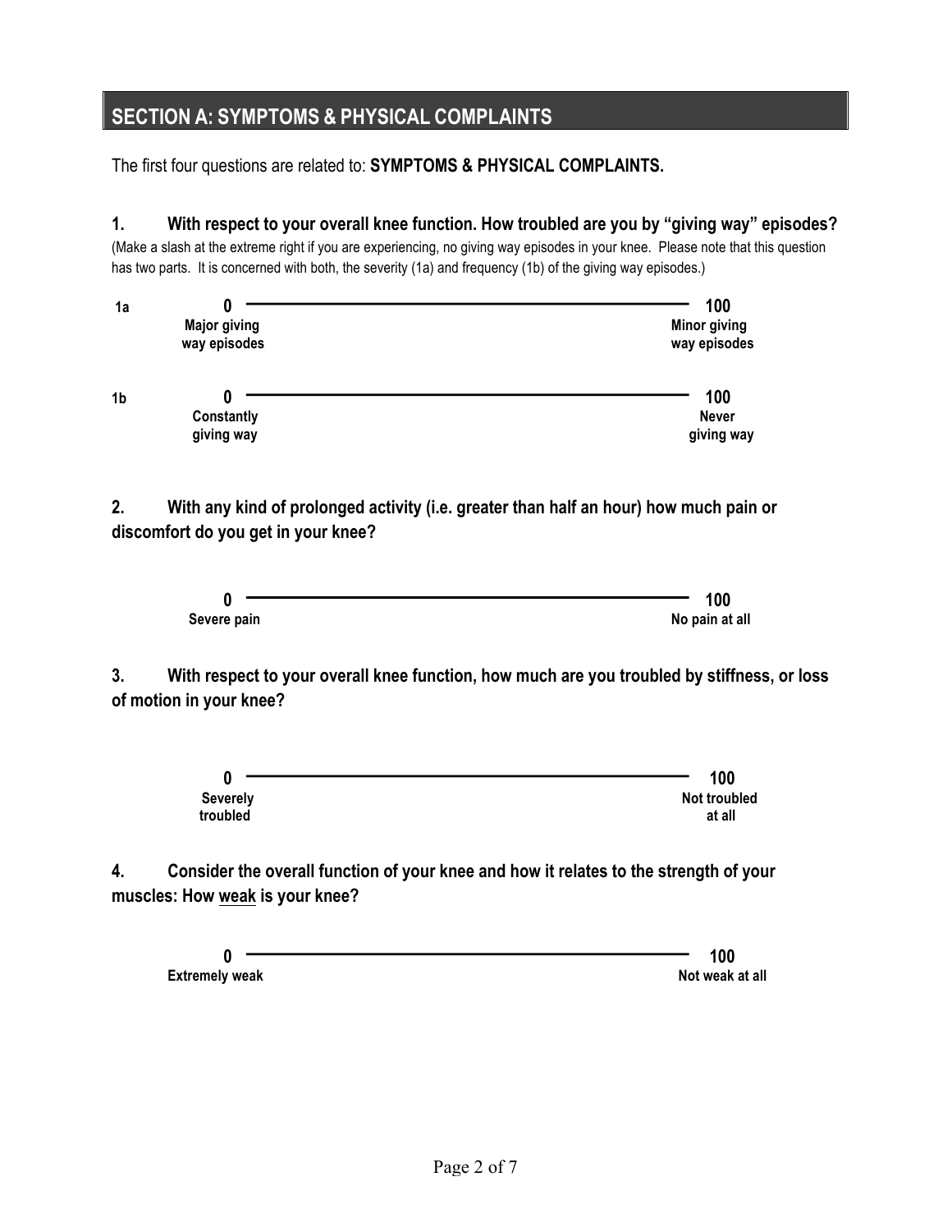## SECTION A: SYMPTOMS & PHYSICAL COMPLAINTS

The first four questions are related to: **SYMPTOMS & PHYSICAL COMPLAINTS.**

**1. With respect to your overall knee function. How troubled are you by "giving way" episodes?**

(Make a slash at the extreme right if you are experiencing, no giving way episodes in your knee. Please note that this question has two parts. It is concerned with both, the severity (1a) and frequency (1b) of the giving way episodes.)

**1a** **0** ——————————————————————— **100**
**Major giving way episodes** — **Minor giving way episodes**

**1b** **0** ——————————————————————— **100**
**Constantly giving way** — **Never giving way**

**2. With any kind of prolonged activity (i.e. greater than half an hour) how much pain or discomfort do you get in your knee?**

**0** ——————————————————————— **100**
**Severe pain** — **No pain at all**

**3. With respect to your overall knee function, how much are you troubled by stiffness, or loss of motion in your knee?**

**0** ——————————————————————— **100**
**Severely troubled** — **Not troubled at all**

**4. Consider the overall function of your knee and how it relates to the strength of your muscles: How weak is your knee?**

**0** ——————————————————————— **100**
**Extremely weak** — **Not weak at all**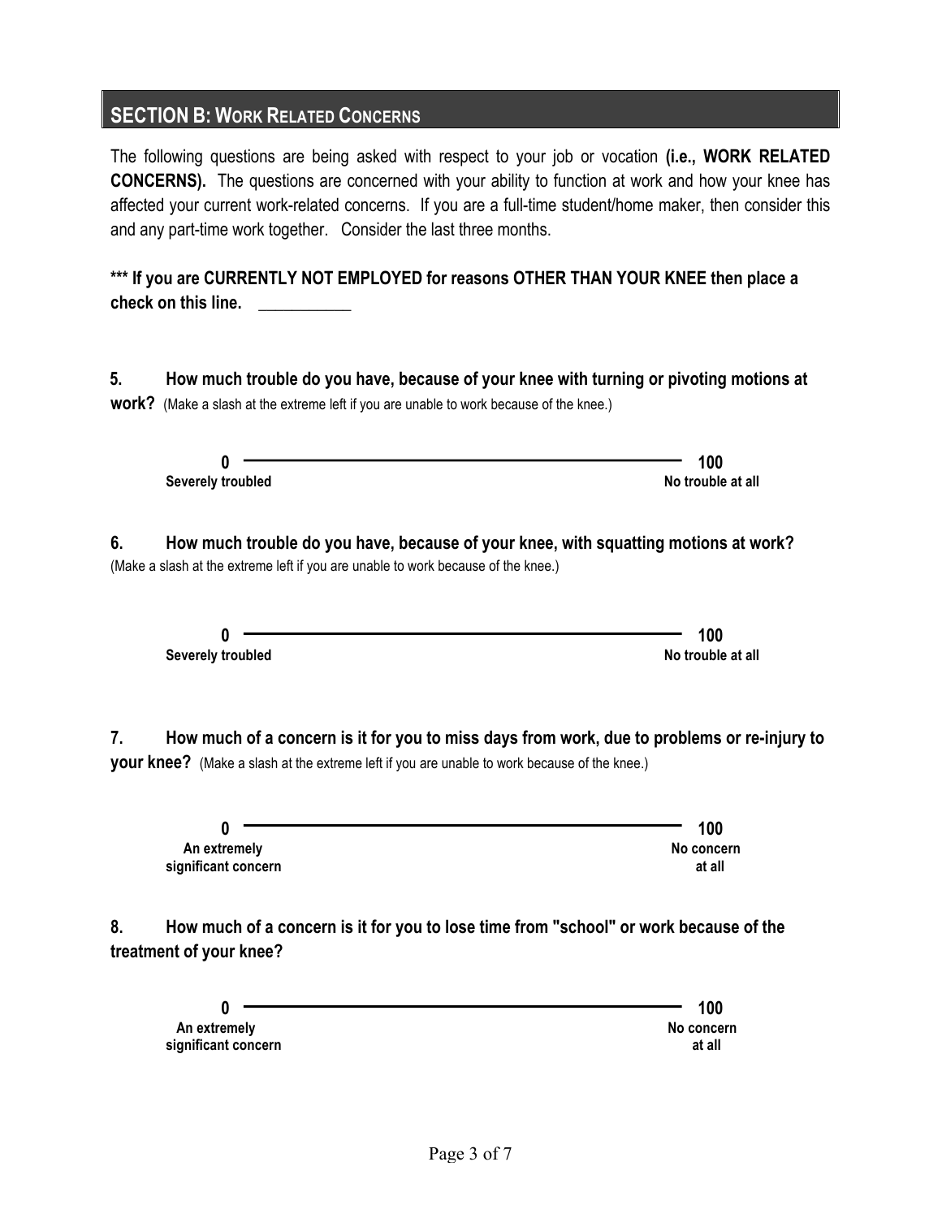## SECTION B: WORK RELATED CONCERNS

The following questions are being asked with respect to your job or vocation **(i.e., WORK RELATED CONCERNS).** The questions are concerned with your ability to function at work and how your knee has affected your current work-related concerns. If you are a full-time student/home maker, then consider this and any part-time work together. Consider the last three months.

**\*\*\* If you are CURRENTLY NOT EMPLOYED for reasons OTHER THAN YOUR KNEE then place a check on this line.** ___________

**5. How much trouble do you have, because of your knee with turning or pivoting motions at work?** (Make a slash at the extreme left if you are unable to work because of the knee.)

**0** ———————————————————————————— **100**
**Severely troubled** | **No trouble at all**

**6. How much trouble do you have, because of your knee, with squatting motions at work?** (Make a slash at the extreme left if you are unable to work because of the knee.)

**0** ———————————————————————————— **100**
**Severely troubled** | **No trouble at all**

**7. How much of a concern is it for you to miss days from work, due to problems or re-injury to your knee?** (Make a slash at the extreme left if you are unable to work because of the knee.)

**0** ———————————————————————————— **100**
**An extremely significant concern** | **No concern at all**

**8. How much of a concern is it for you to lose time from "school" or work because of the treatment of your knee?**

**0** ———————————————————————————— **100**
**An extremely significant concern** | **No concern at all**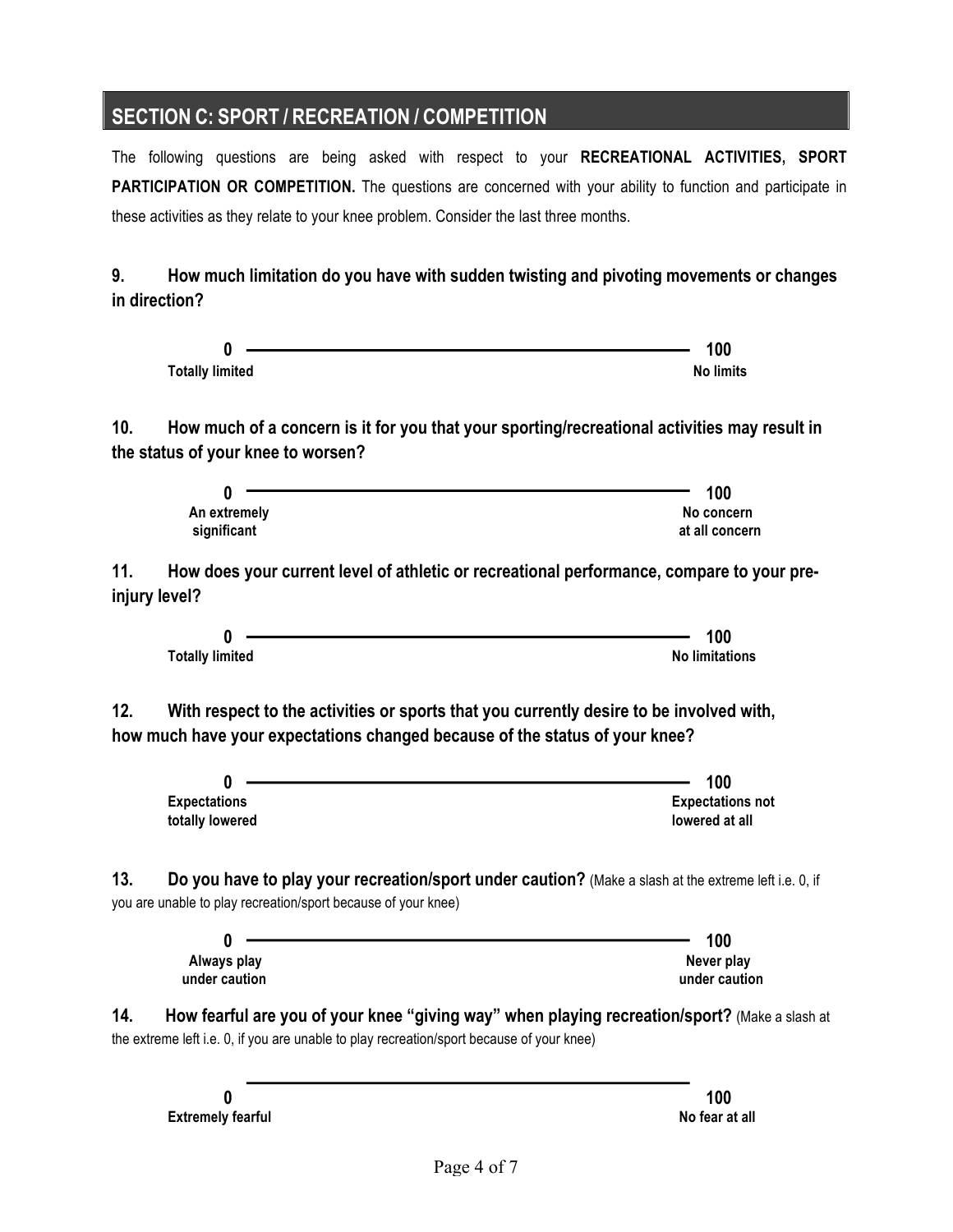## SECTION C: SPORT / RECREATION / COMPETITION

The following questions are being asked with respect to your **RECREATIONAL ACTIVITIES, SPORT PARTICIPATION OR COMPETITION.** The questions are concerned with your ability to function and participate in these activities as they relate to your knee problem. Consider the last three months.

**9. How much limitation do you have with sudden twisting and pivoting movements or changes in direction?**

| 0 ———————————————————— 100 | |
|---|---|
| **Totally limited** | **No limits** |

**10. How much of a concern is it for you that your sporting/recreational activities may result in the status of your knee to worsen?**

| 0 ———————————————————— 100 | |
|---|---|
| **An extremely significant** | **No concern at all concern** |

**11. How does your current level of athletic or recreational performance, compare to your pre-injury level?**

| 0 ———————————————————— 100 | |
|---|---|
| **Totally limited** | **No limitations** |

**12. With respect to the activities or sports that you currently desire to be involved with, how much have your expectations changed because of the status of your knee?**

| 0 ———————————————————— 100 | |
|---|---|
| **Expectations totally lowered** | **Expectations not lowered at all** |

**13. Do you have to play your recreation/sport under caution?** (Make a slash at the extreme left i.e. 0, if you are unable to play recreation/sport because of your knee)

| 0 ———————————————————— 100 | |
|---|---|
| **Always play under caution** | **Never play under caution** |

**14. How fearful are you of your knee "giving way" when playing recreation/sport?** (Make a slash at the extreme left i.e. 0, if you are unable to play recreation/sport because of your knee)

| 0 ———————————————————— 100 | |
|---|---|
| **Extremely fearful** | **No fear at all** |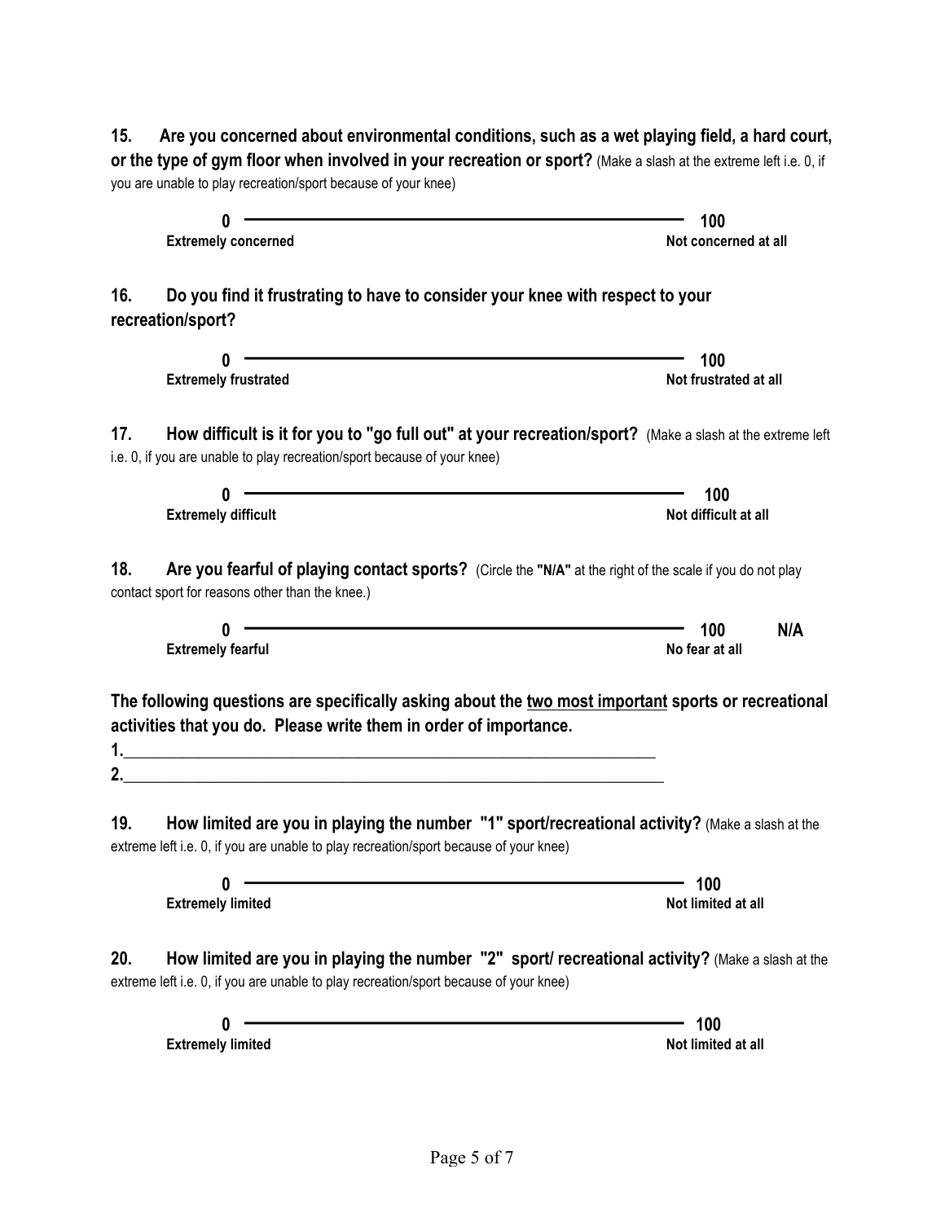**15. Are you concerned about environmental conditions, such as a wet playing field, a hard court, or the type of gym floor when involved in your recreation or sport?** (Make a slash at the extreme left i.e. 0, if you are unable to play recreation/sport because of your knee)

**0** ———————————————————————————— **100**

**Extremely concerned** — **Not concerned at all**

**16. Do you find it frustrating to have to consider your knee with respect to your recreation/sport?**

**0** ———————————————————————————— **100**

**Extremely frustrated** — **Not frustrated at all**

**17. How difficult is it for you to "go full out" at your recreation/sport?** (Make a slash at the extreme left i.e. 0, if you are unable to play recreation/sport because of your knee)

**0** ———————————————————————————— **100**

**Extremely difficult** — **Not difficult at all**

**18. Are you fearful of playing contact sports?** (Circle the **"N/A"** at the right of the scale if you do not play contact sport for reasons other than the knee.)

**0** ———————————————————————————— **100** **N/A**

**Extremely fearful** — **No fear at all**

**The following questions are specifically asking about the <u>two most important</u> sports or recreational activities that you do. Please write them in order of importance.**

**1.**___________________________________________________________________

**2.**___________________________________________________________________

**19. How limited are you in playing the number "1" sport/recreational activity?** (Make a slash at the extreme left i.e. 0, if you are unable to play recreation/sport because of your knee)

**0** ———————————————————————————— **100**

**Extremely limited** — **Not limited at all**

**20. How limited are you in playing the number "2" sport/ recreational activity?** (Make a slash at the extreme left i.e. 0, if you are unable to play recreation/sport because of your knee)

**0** ———————————————————————————— **100**

**Extremely limited** — **Not limited at all**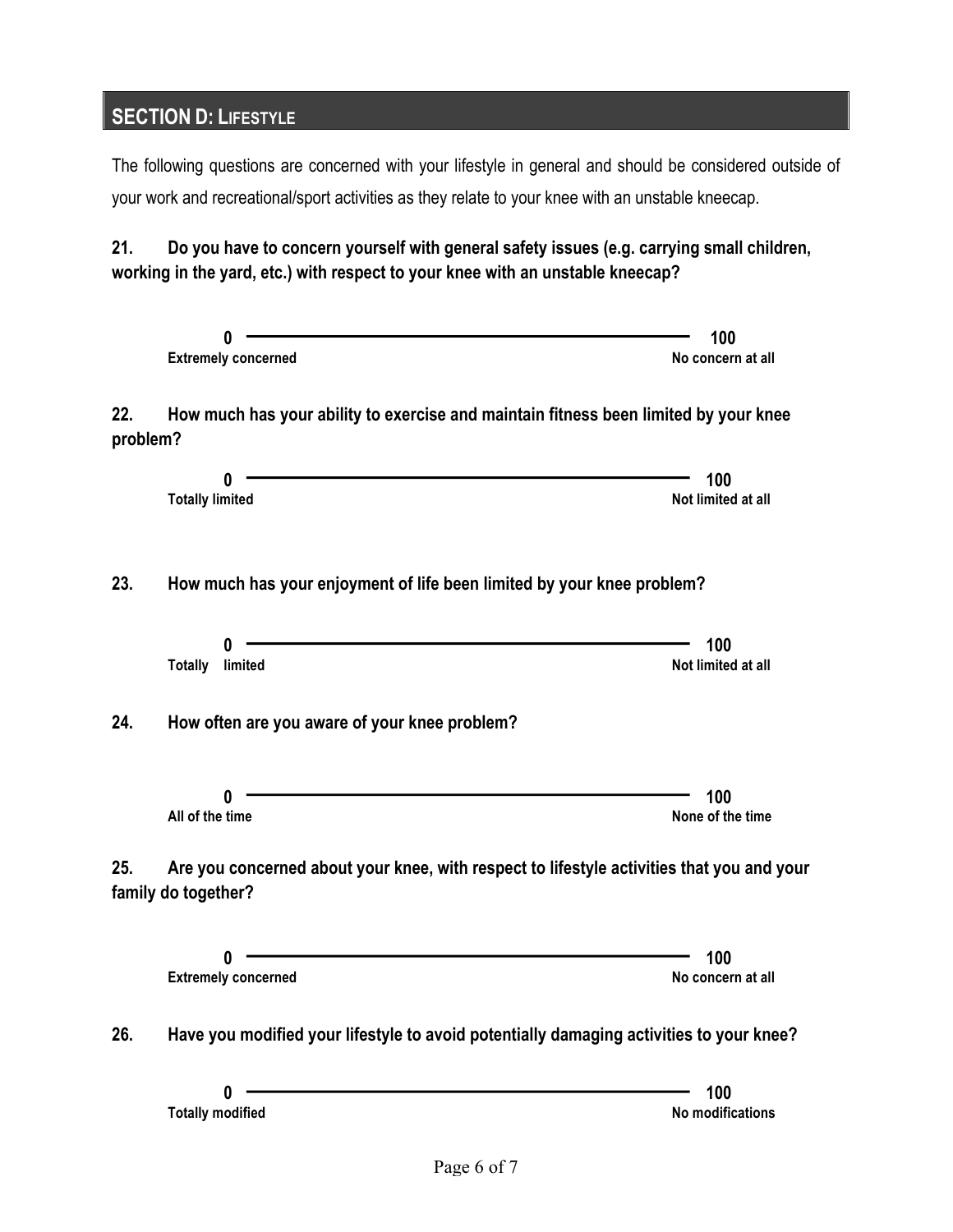## SECTION D: LIFESTYLE

The following questions are concerned with your lifestyle in general and should be considered outside of your work and recreational/sport activities as they relate to your knee with an unstable kneecap.

**21. Do you have to concern yourself with general safety issues (e.g. carrying small children, working in the yard, etc.) with respect to your knee with an unstable kneecap?**

**0** ———————————————————————— **100**
**Extremely concerned** | **No concern at all**

**22. How much has your ability to exercise and maintain fitness been limited by your knee problem?**

**0** ———————————————————————— **100**
**Totally limited** | **Not limited at all**

**23. How much has your enjoyment of life been limited by your knee problem?**

**0** ———————————————————————— **100**
**Totally limited** | **Not limited at all**

**24. How often are you aware of your knee problem?**

**0** ———————————————————————— **100**
**All of the time** | **None of the time**

**25. Are you concerned about your knee, with respect to lifestyle activities that you and your family do together?**

**0** ———————————————————————— **100**
**Extremely concerned** | **No concern at all**

**26. Have you modified your lifestyle to avoid potentially damaging activities to your knee?**

**0** ———————————————————————— **100**
**Totally modified** | **No modifications**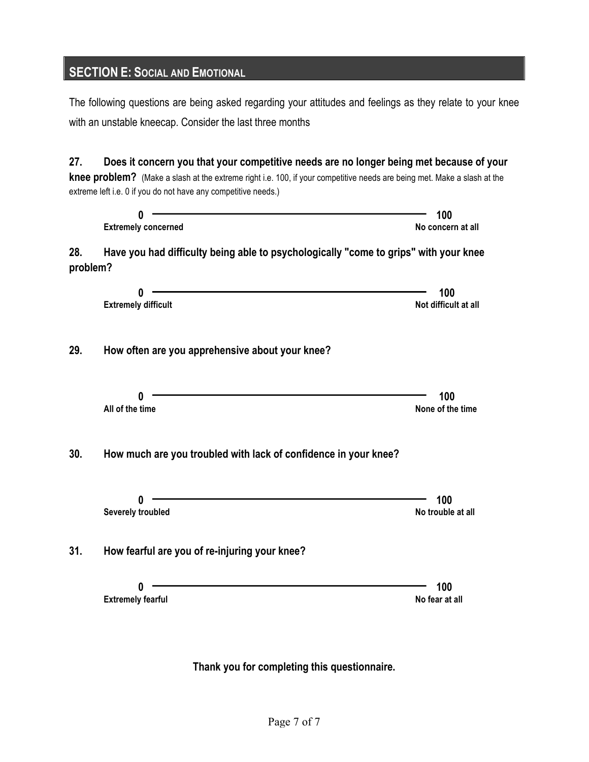## SECTION E: SOCIAL AND EMOTIONAL

The following questions are being asked regarding your attitudes and feelings as they relate to your knee with an unstable kneecap. Consider the last three months

**27. Does it concern you that your competitive needs are no longer being met because of your knee problem?** (Make a slash at the extreme right i.e. 100, if your competitive needs are being met. Make a slash at the extreme left i.e. 0 if you do not have any competitive needs.)

**0** ———————————————————————— **100**

**Extremely concerned** — **No concern at all**

**28. Have you had difficulty being able to psychologically "come to grips" with your knee problem?**

**0** ———————————————————————— **100**

**Extremely difficult** — **Not difficult at all**

**29. How often are you apprehensive about your knee?**

**0** ———————————————————————— **100**

**All of the time** — **None of the time**

**30. How much are you troubled with lack of confidence in your knee?**

**0** ———————————————————————— **100**

**Severely troubled** — **No trouble at all**

**31. How fearful are you of re-injuring your knee?**

**0** ———————————————————————— **100**

**Extremely fearful** — **No fear at all**

**Thank you for completing this questionnaire.**